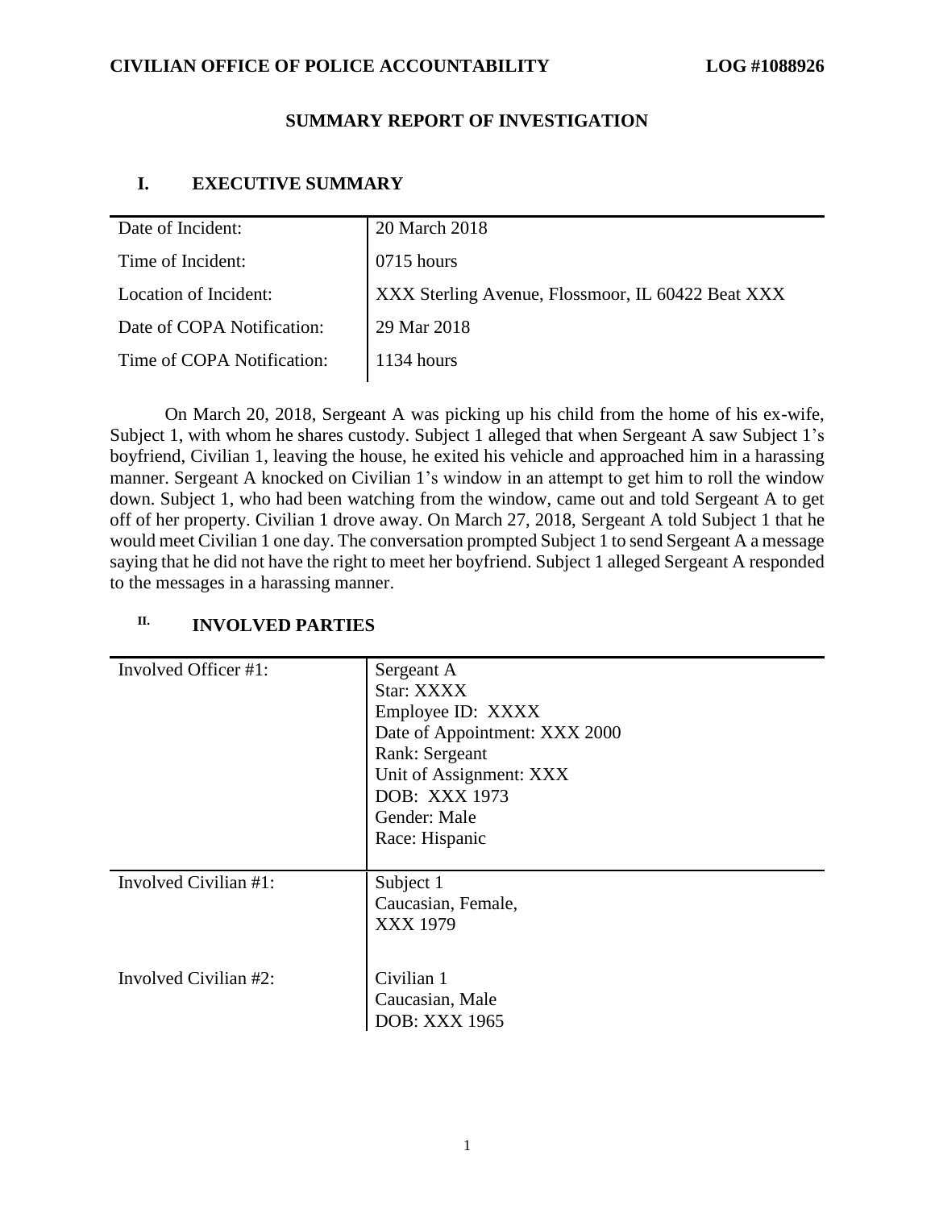**CIVILIAN OFFICE OF POLICE ACCOUNTABILITY** **LOG #1088926**

## SUMMARY REPORT OF INVESTIGATION

## I. EXECUTIVE SUMMARY

| | |
|---|---|
| Date of Incident: | 20 March 2018 |
| Time of Incident: | 0715 hours |
| Location of Incident: | XXX Sterling Avenue, Flossmoor, IL 60422 Beat XXX |
| Date of COPA Notification: | 29 Mar 2018 |
| Time of COPA Notification: | 1134 hours |

On March 20, 2018, Sergeant A was picking up his child from the home of his ex-wife, Subject 1, with whom he shares custody. Subject 1 alleged that when Sergeant A saw Subject 1's boyfriend, Civilian 1, leaving the house, he exited his vehicle and approached him in a harassing manner. Sergeant A knocked on Civilian 1's window in an attempt to get him to roll the window down. Subject 1, who had been watching from the window, came out and told Sergeant A to get off of her property. Civilian 1 drove away. On March 27, 2018, Sergeant A told Subject 1 that he would meet Civilian 1 one day. The conversation prompted Subject 1 to send Sergeant A a message saying that he did not have the right to meet her boyfriend. Subject 1 alleged Sergeant A responded to the messages in a harassing manner.

## II. INVOLVED PARTIES

| | |
|---|---|
| Involved Officer #1: | Sergeant A<br>Star: XXXX<br>Employee ID: XXXX<br>Date of Appointment: XXX 2000<br>Rank: Sergeant<br>Unit of Assignment: XXX<br>DOB: XXX 1973<br>Gender: Male<br>Race: Hispanic |
| Involved Civilian #1: | Subject 1<br>Caucasian, Female,<br>XXX 1979 |
| Involved Civilian #2: | Civilian 1<br>Caucasian, Male<br>DOB: XXX 1965 |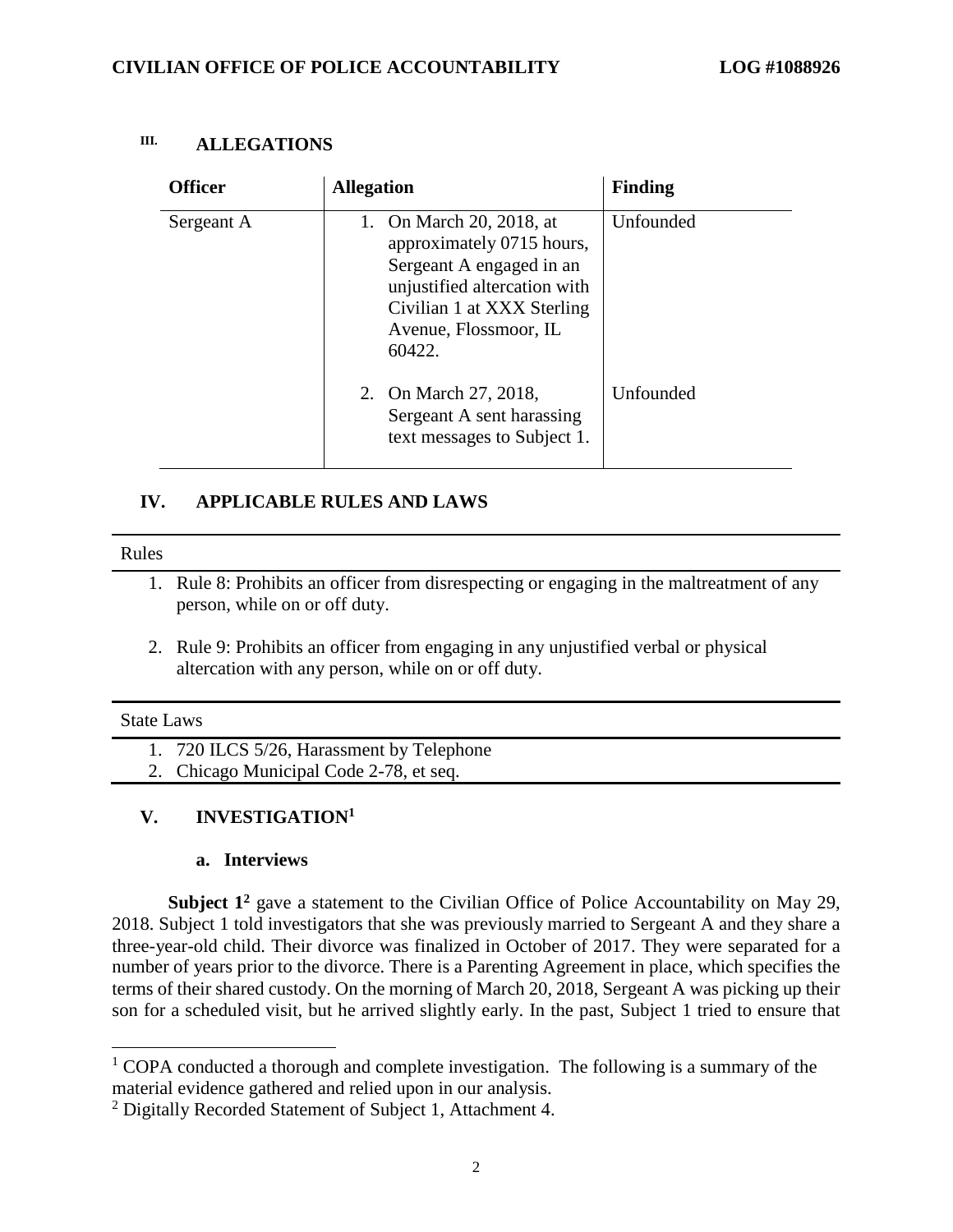## III. ALLEGATIONS

| Officer | Allegation | Finding |
|---|---|---|
| Sergeant A | 1. On March 20, 2018, at approximately 0715 hours, Sergeant A engaged in an unjustified altercation with Civilian 1 at XXX Sterling Avenue, Flossmoor, IL 60422. | Unfounded |
| | 2. On March 27, 2018, Sergeant A sent harassing text messages to Subject 1. | Unfounded |

## IV. APPLICABLE RULES AND LAWS

**Rules**

1. Rule 8: Prohibits an officer from disrespecting or engaging in the maltreatment of any person, while on or off duty.
2. Rule 9: Prohibits an officer from engaging in any unjustified verbal or physical altercation with any person, while on or off duty.

**State Laws**

1. 720 ILCS 5/26, Harassment by Telephone
2. Chicago Municipal Code 2-78, et seq.

## V. INVESTIGATION[1]

### a. Interviews

**Subject 1[2]** gave a statement to the Civilian Office of Police Accountability on May 29, 2018. Subject 1 told investigators that she was previously married to Sergeant A and they share a three-year-old child. Their divorce was finalized in October of 2017. They were separated for a number of years prior to the divorce. There is a Parenting Agreement in place, which specifies the terms of their shared custody. On the morning of March 20, 2018, Sergeant A was picking up their son for a scheduled visit, but he arrived slightly early. In the past, Subject 1 tried to ensure that

[1] COPA conducted a thorough and complete investigation. The following is a summary of the material evidence gathered and relied upon in our analysis.

[2] Digitally Recorded Statement of Subject 1, Attachment 4.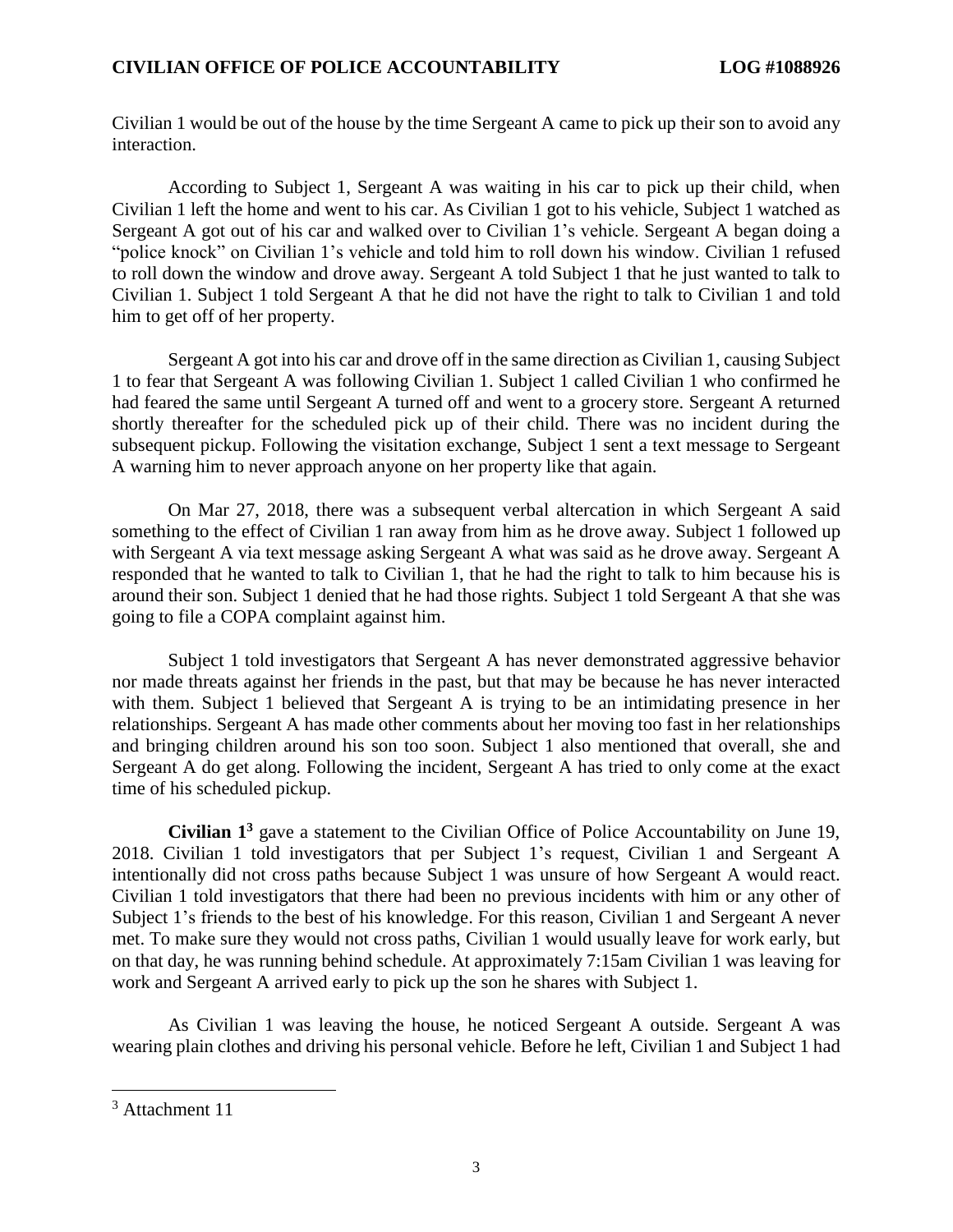Civilian 1 would be out of the house by the time Sergeant A came to pick up their son to avoid any interaction.

According to Subject 1, Sergeant A was waiting in his car to pick up their child, when Civilian 1 left the home and went to his car. As Civilian 1 got to his vehicle, Subject 1 watched as Sergeant A got out of his car and walked over to Civilian 1's vehicle. Sergeant A began doing a "police knock" on Civilian 1's vehicle and told him to roll down his window. Civilian 1 refused to roll down the window and drove away. Sergeant A told Subject 1 that he just wanted to talk to Civilian 1. Subject 1 told Sergeant A that he did not have the right to talk to Civilian 1 and told him to get off of her property.

Sergeant A got into his car and drove off in the same direction as Civilian 1, causing Subject 1 to fear that Sergeant A was following Civilian 1. Subject 1 called Civilian 1 who confirmed he had feared the same until Sergeant A turned off and went to a grocery store. Sergeant A returned shortly thereafter for the scheduled pick up of their child. There was no incident during the subsequent pickup. Following the visitation exchange, Subject 1 sent a text message to Sergeant A warning him to never approach anyone on her property like that again.

On Mar 27, 2018, there was a subsequent verbal altercation in which Sergeant A said something to the effect of Civilian 1 ran away from him as he drove away. Subject 1 followed up with Sergeant A via text message asking Sergeant A what was said as he drove away. Sergeant A responded that he wanted to talk to Civilian 1, that he had the right to talk to him because his is around their son. Subject 1 denied that he had those rights. Subject 1 told Sergeant A that she was going to file a COPA complaint against him.

Subject 1 told investigators that Sergeant A has never demonstrated aggressive behavior nor made threats against her friends in the past, but that may be because he has never interacted with them. Subject 1 believed that Sergeant A is trying to be an intimidating presence in her relationships. Sergeant A has made other comments about her moving too fast in her relationships and bringing children around his son too soon. Subject 1 also mentioned that overall, she and Sergeant A do get along. Following the incident, Sergeant A has tried to only come at the exact time of his scheduled pickup.

**Civilian 1**[3] gave a statement to the Civilian Office of Police Accountability on June 19, 2018. Civilian 1 told investigators that per Subject 1's request, Civilian 1 and Sergeant A intentionally did not cross paths because Subject 1 was unsure of how Sergeant A would react. Civilian 1 told investigators that there had been no previous incidents with him or any other of Subject 1's friends to the best of his knowledge. For this reason, Civilian 1 and Sergeant A never met. To make sure they would not cross paths, Civilian 1 would usually leave for work early, but on that day, he was running behind schedule. At approximately 7:15am Civilian 1 was leaving for work and Sergeant A arrived early to pick up the son he shares with Subject 1.

As Civilian 1 was leaving the house, he noticed Sergeant A outside. Sergeant A was wearing plain clothes and driving his personal vehicle. Before he left, Civilian 1 and Subject 1 had

[3] Attachment 11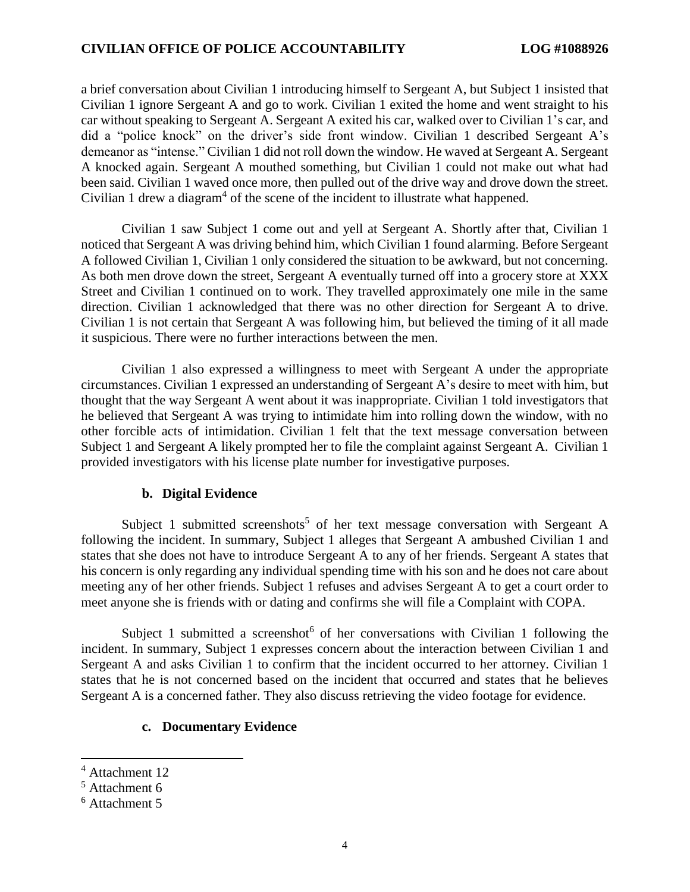a brief conversation about Civilian 1 introducing himself to Sergeant A, but Subject 1 insisted that Civilian 1 ignore Sergeant A and go to work. Civilian 1 exited the home and went straight to his car without speaking to Sergeant A. Sergeant A exited his car, walked over to Civilian 1's car, and did a "police knock" on the driver's side front window. Civilian 1 described Sergeant A's demeanor as "intense." Civilian 1 did not roll down the window. He waved at Sergeant A. Sergeant A knocked again. Sergeant A mouthed something, but Civilian 1 could not make out what had been said. Civilian 1 waved once more, then pulled out of the drive way and drove down the street. Civilian 1 drew a diagram[4] of the scene of the incident to illustrate what happened.

Civilian 1 saw Subject 1 come out and yell at Sergeant A. Shortly after that, Civilian 1 noticed that Sergeant A was driving behind him, which Civilian 1 found alarming. Before Sergeant A followed Civilian 1, Civilian 1 only considered the situation to be awkward, but not concerning. As both men drove down the street, Sergeant A eventually turned off into a grocery store at XXX Street and Civilian 1 continued on to work. They travelled approximately one mile in the same direction. Civilian 1 acknowledged that there was no other direction for Sergeant A to drive. Civilian 1 is not certain that Sergeant A was following him, but believed the timing of it all made it suspicious. There were no further interactions between the men.

Civilian 1 also expressed a willingness to meet with Sergeant A under the appropriate circumstances. Civilian 1 expressed an understanding of Sergeant A's desire to meet with him, but thought that the way Sergeant A went about it was inappropriate. Civilian 1 told investigators that he believed that Sergeant A was trying to intimidate him into rolling down the window, with no other forcible acts of intimidation. Civilian 1 felt that the text message conversation between Subject 1 and Sergeant A likely prompted her to file the complaint against Sergeant A. Civilian 1 provided investigators with his license plate number for investigative purposes.

### b. Digital Evidence

Subject 1 submitted screenshots[5] of her text message conversation with Sergeant A following the incident. In summary, Subject 1 alleges that Sergeant A ambushed Civilian 1 and states that she does not have to introduce Sergeant A to any of her friends. Sergeant A states that his concern is only regarding any individual spending time with his son and he does not care about meeting any of her other friends. Subject 1 refuses and advises Sergeant A to get a court order to meet anyone she is friends with or dating and confirms she will file a Complaint with COPA.

Subject 1 submitted a screenshot[6] of her conversations with Civilian 1 following the incident. In summary, Subject 1 expresses concern about the interaction between Civilian 1 and Sergeant A and asks Civilian 1 to confirm that the incident occurred to her attorney. Civilian 1 states that he is not concerned based on the incident that occurred and states that he believes Sergeant A is a concerned father. They also discuss retrieving the video footage for evidence.

### c. Documentary Evidence

---

[4] Attachment 12

[5] Attachment 6

[6] Attachment 5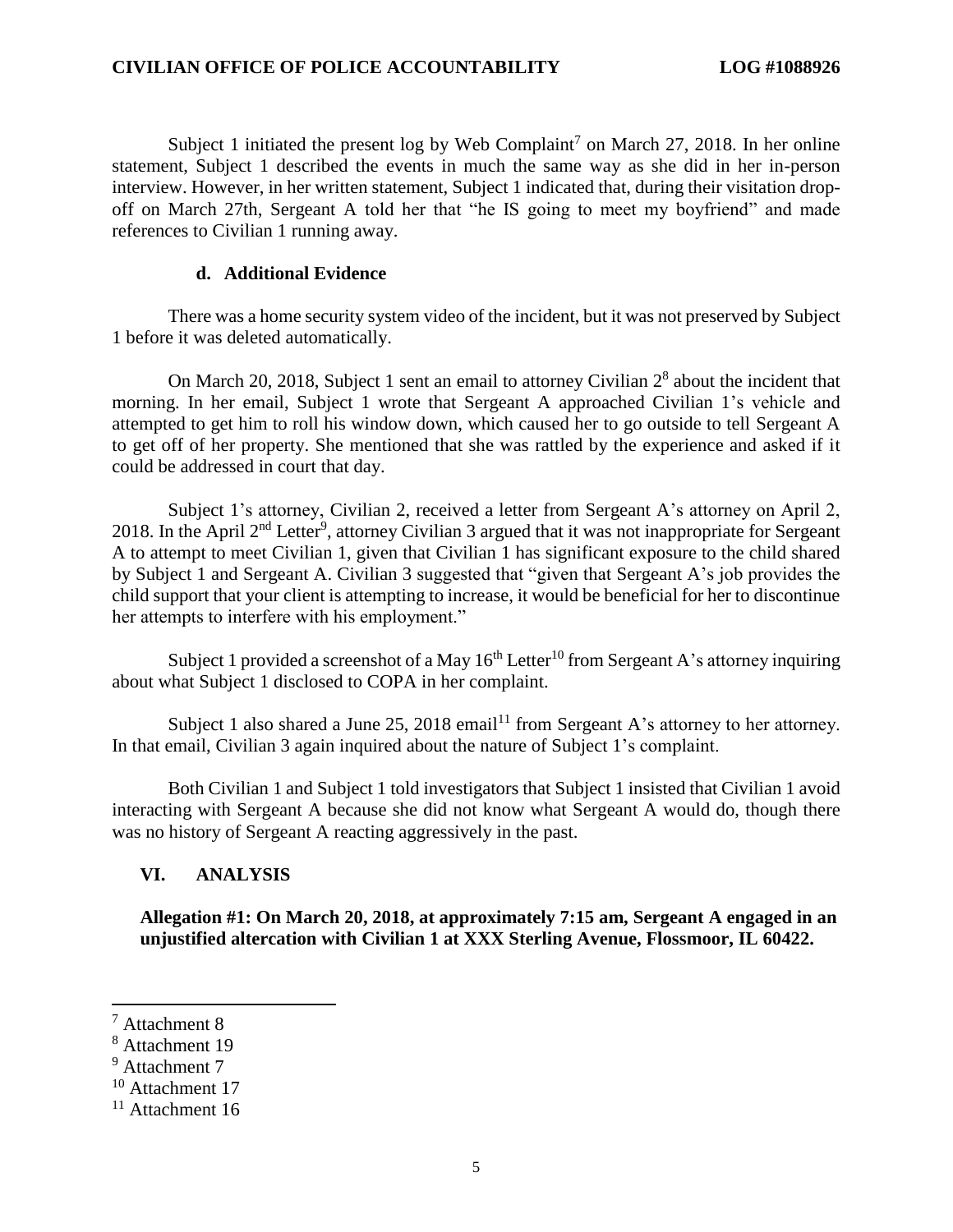Subject 1 initiated the present log by Web Complaint[7] on March 27, 2018. In her online statement, Subject 1 described the events in much the same way as she did in her in-person interview. However, in her written statement, Subject 1 indicated that, during their visitation drop-off on March 27th, Sergeant A told her that "he IS going to meet my boyfriend" and made references to Civilian 1 running away.

#### d. Additional Evidence

There was a home security system video of the incident, but it was not preserved by Subject 1 before it was deleted automatically.

On March 20, 2018, Subject 1 sent an email to attorney Civilian 2[8] about the incident that morning. In her email, Subject 1 wrote that Sergeant A approached Civilian 1's vehicle and attempted to get him to roll his window down, which caused her to go outside to tell Sergeant A to get off of her property. She mentioned that she was rattled by the experience and asked if it could be addressed in court that day.

Subject 1's attorney, Civilian 2, received a letter from Sergeant A's attorney on April 2, 2018. In the April 2nd Letter[9], attorney Civilian 3 argued that it was not inappropriate for Sergeant A to attempt to meet Civilian 1, given that Civilian 1 has significant exposure to the child shared by Subject 1 and Sergeant A. Civilian 3 suggested that "given that Sergeant A's job provides the child support that your client is attempting to increase, it would be beneficial for her to discontinue her attempts to interfere with his employment."

Subject 1 provided a screenshot of a May 16th Letter[10] from Sergeant A's attorney inquiring about what Subject 1 disclosed to COPA in her complaint.

Subject 1 also shared a June 25, 2018 email[11] from Sergeant A's attorney to her attorney. In that email, Civilian 3 again inquired about the nature of Subject 1's complaint.

Both Civilian 1 and Subject 1 told investigators that Subject 1 insisted that Civilian 1 avoid interacting with Sergeant A because she did not know what Sergeant A would do, though there was no history of Sergeant A reacting aggressively in the past.

## VI. ANALYSIS

**Allegation #1: On March 20, 2018, at approximately 7:15 am, Sergeant A engaged in an unjustified altercation with Civilian 1 at XXX Sterling Avenue, Flossmoor, IL 60422.**

---

[7] Attachment 8

[8] Attachment 19

[9] Attachment 7

[10] Attachment 17

[11] Attachment 16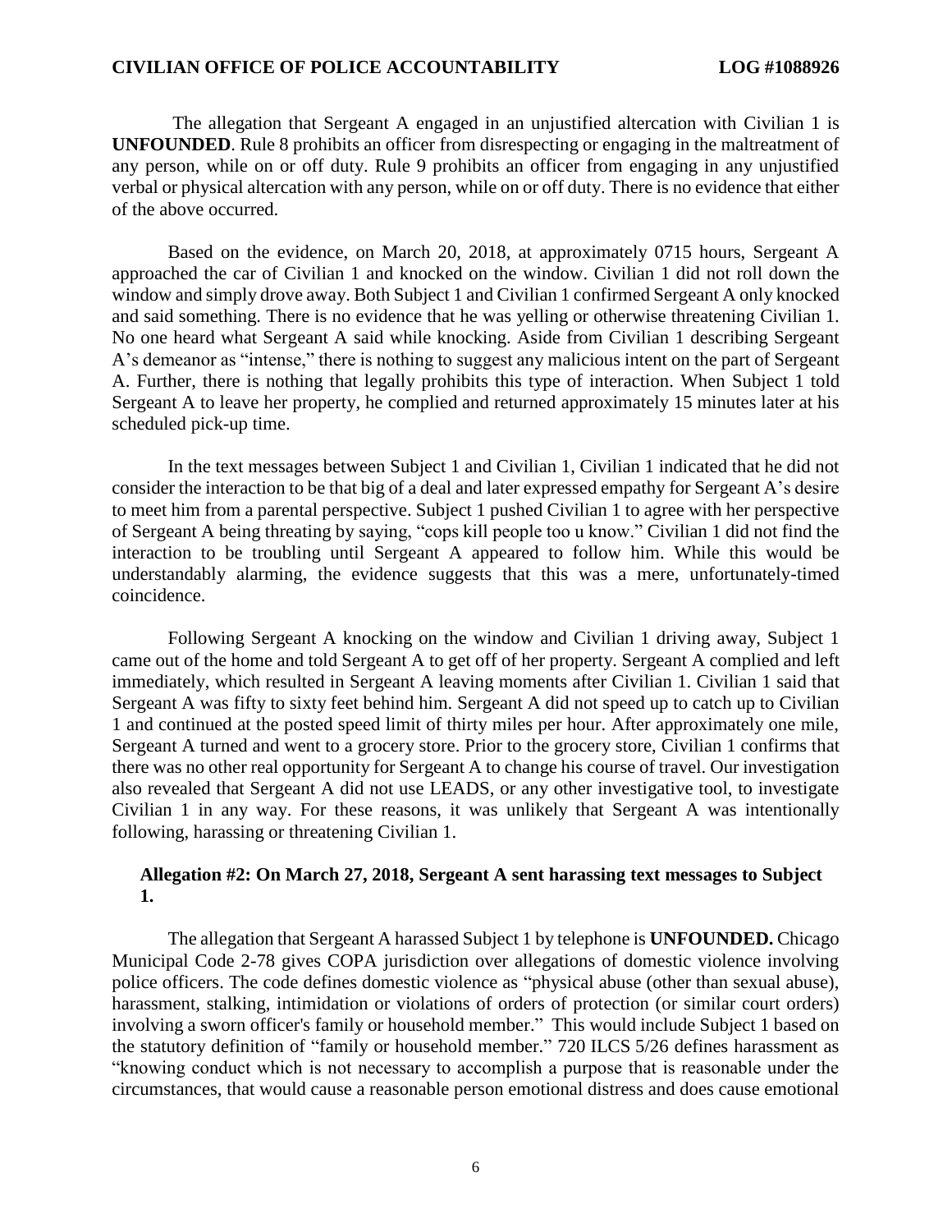The allegation that Sergeant A engaged in an unjustified altercation with Civilian 1 is **UNFOUNDED**. Rule 8 prohibits an officer from disrespecting or engaging in the maltreatment of any person, while on or off duty. Rule 9 prohibits an officer from engaging in any unjustified verbal or physical altercation with any person, while on or off duty. There is no evidence that either of the above occurred.

Based on the evidence, on March 20, 2018, at approximately 0715 hours, Sergeant A approached the car of Civilian 1 and knocked on the window. Civilian 1 did not roll down the window and simply drove away. Both Subject 1 and Civilian 1 confirmed Sergeant A only knocked and said something. There is no evidence that he was yelling or otherwise threatening Civilian 1. No one heard what Sergeant A said while knocking. Aside from Civilian 1 describing Sergeant A's demeanor as "intense," there is nothing to suggest any malicious intent on the part of Sergeant A. Further, there is nothing that legally prohibits this type of interaction. When Subject 1 told Sergeant A to leave her property, he complied and returned approximately 15 minutes later at his scheduled pick-up time.

In the text messages between Subject 1 and Civilian 1, Civilian 1 indicated that he did not consider the interaction to be that big of a deal and later expressed empathy for Sergeant A's desire to meet him from a parental perspective. Subject 1 pushed Civilian 1 to agree with her perspective of Sergeant A being threating by saying, "cops kill people too u know." Civilian 1 did not find the interaction to be troubling until Sergeant A appeared to follow him. While this would be understandably alarming, the evidence suggests that this was a mere, unfortunately-timed coincidence.

Following Sergeant A knocking on the window and Civilian 1 driving away, Subject 1 came out of the home and told Sergeant A to get off of her property. Sergeant A complied and left immediately, which resulted in Sergeant A leaving moments after Civilian 1. Civilian 1 said that Sergeant A was fifty to sixty feet behind him. Sergeant A did not speed up to catch up to Civilian 1 and continued at the posted speed limit of thirty miles per hour. After approximately one mile, Sergeant A turned and went to a grocery store. Prior to the grocery store, Civilian 1 confirms that there was no other real opportunity for Sergeant A to change his course of travel. Our investigation also revealed that Sergeant A did not use LEADS, or any other investigative tool, to investigate Civilian 1 in any way. For these reasons, it was unlikely that Sergeant A was intentionally following, harassing or threatening Civilian 1.

**Allegation #2: On March 27, 2018, Sergeant A sent harassing text messages to Subject 1.**

The allegation that Sergeant A harassed Subject 1 by telephone is **UNFOUNDED.** Chicago Municipal Code 2-78 gives COPA jurisdiction over allegations of domestic violence involving police officers. The code defines domestic violence as "physical abuse (other than sexual abuse), harassment, stalking, intimidation or violations of orders of protection (or similar court orders) involving a sworn officer's family or household member." This would include Subject 1 based on the statutory definition of "family or household member." 720 ILCS 5/26 defines harassment as "knowing conduct which is not necessary to accomplish a purpose that is reasonable under the circumstances, that would cause a reasonable person emotional distress and does cause emotional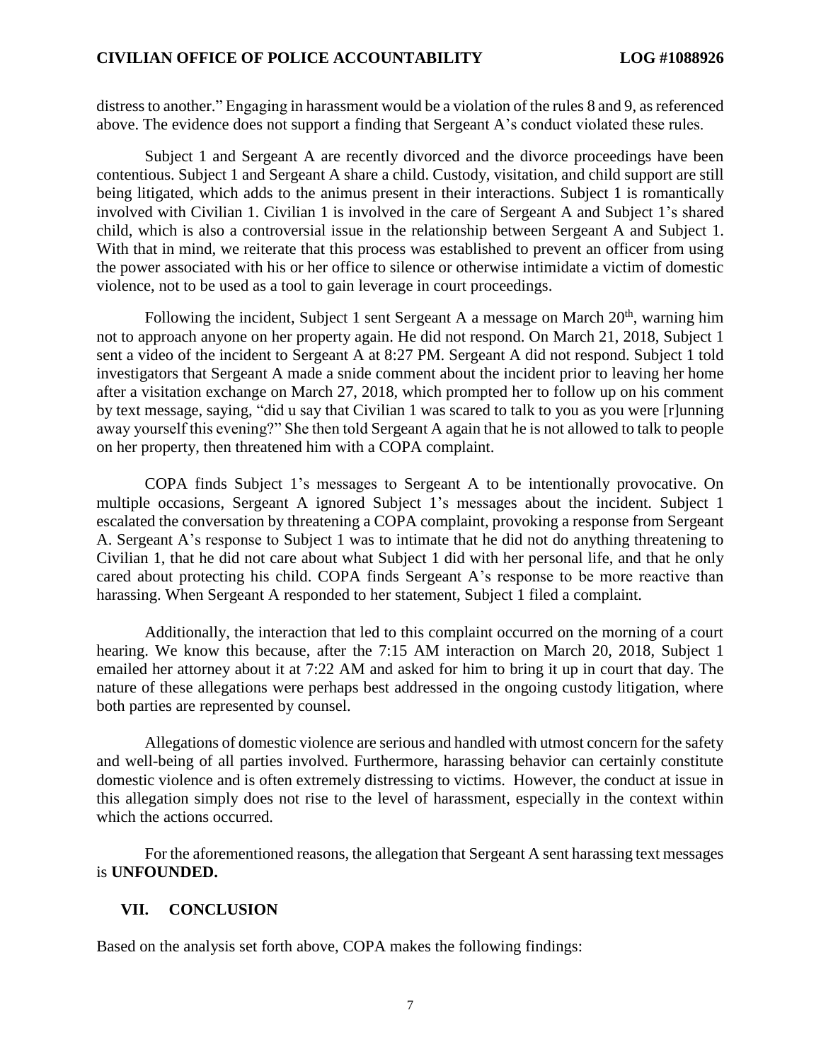distress to another." Engaging in harassment would be a violation of the rules 8 and 9, as referenced above. The evidence does not support a finding that Sergeant A's conduct violated these rules.

Subject 1 and Sergeant A are recently divorced and the divorce proceedings have been contentious. Subject 1 and Sergeant A share a child. Custody, visitation, and child support are still being litigated, which adds to the animus present in their interactions. Subject 1 is romantically involved with Civilian 1. Civilian 1 is involved in the care of Sergeant A and Subject 1's shared child, which is also a controversial issue in the relationship between Sergeant A and Subject 1. With that in mind, we reiterate that this process was established to prevent an officer from using the power associated with his or her office to silence or otherwise intimidate a victim of domestic violence, not to be used as a tool to gain leverage in court proceedings.

Following the incident, Subject 1 sent Sergeant A a message on March 20th, warning him not to approach anyone on her property again. He did not respond. On March 21, 2018, Subject 1 sent a video of the incident to Sergeant A at 8:27 PM. Sergeant A did not respond. Subject 1 told investigators that Sergeant A made a snide comment about the incident prior to leaving her home after a visitation exchange on March 27, 2018, which prompted her to follow up on his comment by text message, saying, "did u say that Civilian 1 was scared to talk to you as you were [r]unning away yourself this evening?" She then told Sergeant A again that he is not allowed to talk to people on her property, then threatened him with a COPA complaint.

COPA finds Subject 1's messages to Sergeant A to be intentionally provocative. On multiple occasions, Sergeant A ignored Subject 1's messages about the incident. Subject 1 escalated the conversation by threatening a COPA complaint, provoking a response from Sergeant A. Sergeant A's response to Subject 1 was to intimate that he did not do anything threatening to Civilian 1, that he did not care about what Subject 1 did with her personal life, and that he only cared about protecting his child. COPA finds Sergeant A's response to be more reactive than harassing. When Sergeant A responded to her statement, Subject 1 filed a complaint.

Additionally, the interaction that led to this complaint occurred on the morning of a court hearing. We know this because, after the 7:15 AM interaction on March 20, 2018, Subject 1 emailed her attorney about it at 7:22 AM and asked for him to bring it up in court that day. The nature of these allegations were perhaps best addressed in the ongoing custody litigation, where both parties are represented by counsel.

Allegations of domestic violence are serious and handled with utmost concern for the safety and well-being of all parties involved. Furthermore, harassing behavior can certainly constitute domestic violence and is often extremely distressing to victims. However, the conduct at issue in this allegation simply does not rise to the level of harassment, especially in the context within which the actions occurred.

For the aforementioned reasons, the allegation that Sergeant A sent harassing text messages is **UNFOUNDED.**

## VII. CONCLUSION

Based on the analysis set forth above, COPA makes the following findings: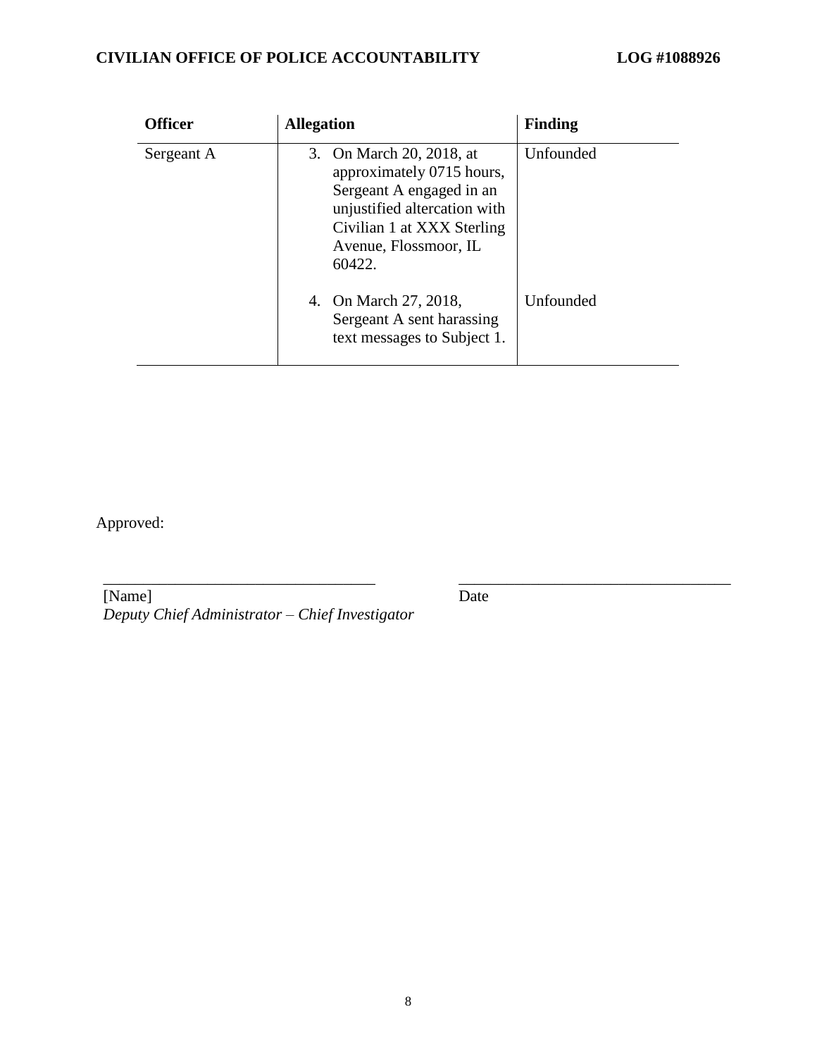| Officer | Allegation | Finding |
|---|---|---|
| Sergeant A | 3. On March 20, 2018, at approximately 0715 hours, Sergeant A engaged in an unjustified altercation with Civilian 1 at XXX Sterling Avenue, Flossmoor, IL 60422. | Unfounded |
| | 4. On March 27, 2018, Sergeant A sent harassing text messages to Subject 1. | Unfounded |

Approved:

\_\_\_\_\_\_\_\_\_\_\_\_\_\_\_\_\_\_\_\_\_\_\_\_\_\_\_\_\_\_\_\_\_\_
[Name]
*Deputy Chief Administrator – Chief Investigator*

\_\_\_\_\_\_\_\_\_\_\_\_\_\_\_\_\_\_\_\_\_\_\_\_\_\_\_\_\_\_\_\_\_\_
Date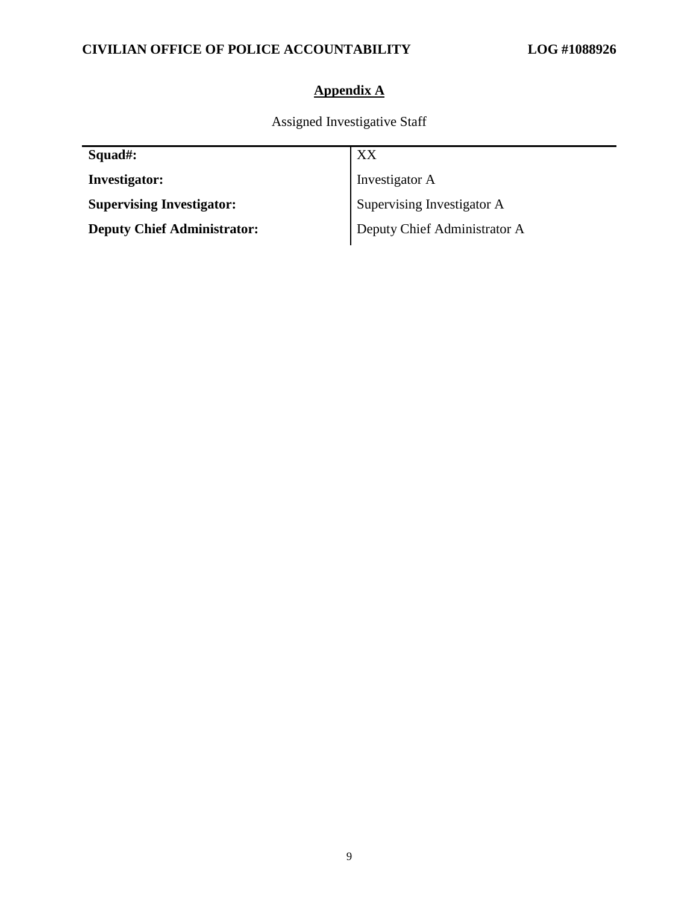## Appendix A

Assigned Investigative Staff

| | |
|---|---|
| **Squad#:** | XX |
| **Investigator:** | Investigator A |
| **Supervising Investigator:** | Supervising Investigator A |
| **Deputy Chief Administrator:** | Deputy Chief Administrator A |